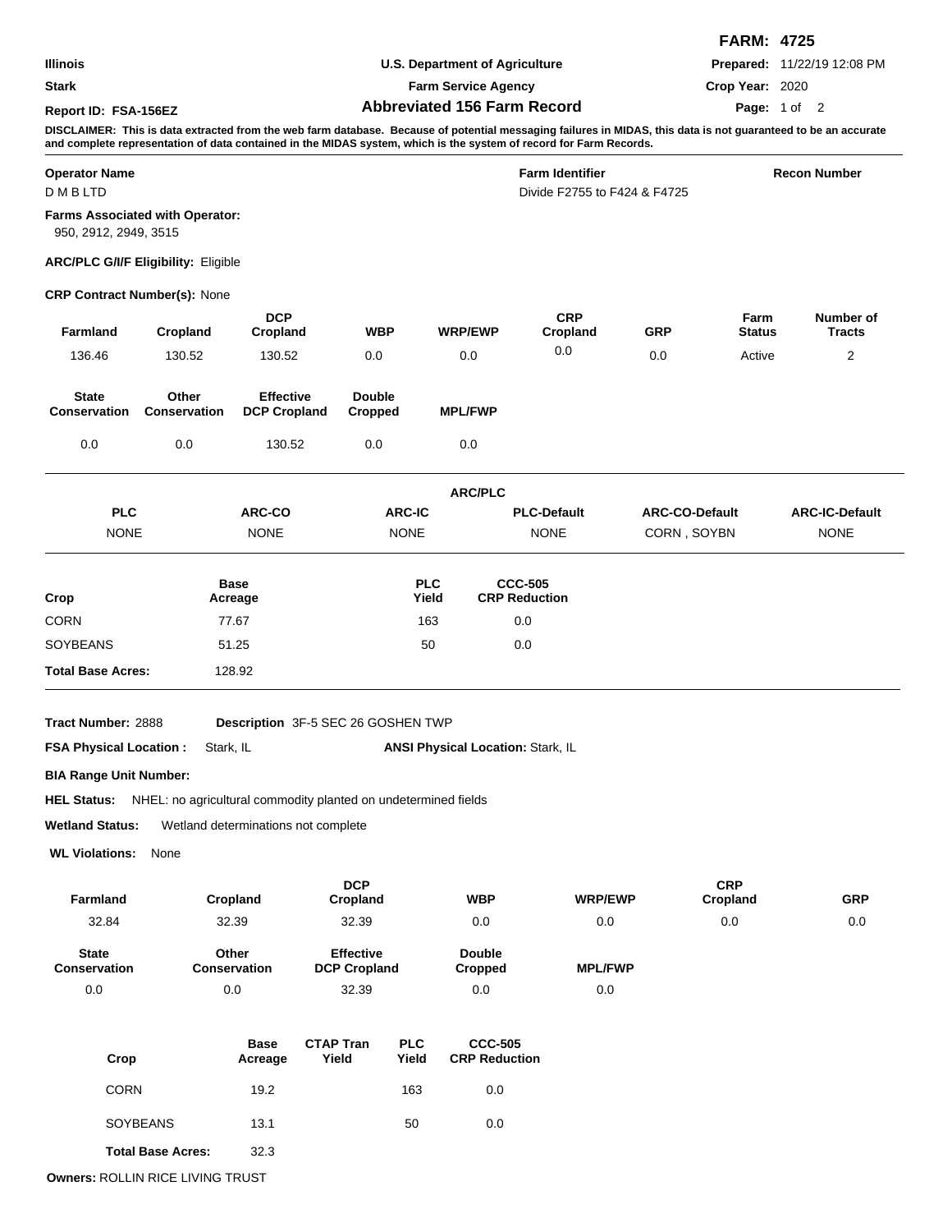**FARM: 4725**

| | | |
|---|---|---|
| Illinois | U.S. Department of Agriculture | **Prepared:** 11/22/19 12:08 PM |
| Stark | Farm Service Agency | **Crop Year:** 2020 |
| **Report ID: FSA-156EZ** | **Abbreviated 156 Farm Record** | |

**DISCLAIMER: This is data extracted from the web farm database. Because of potential messaging failures in MIDAS, this data is not guaranteed to be an accurate and complete representation of data contained in the MIDAS system, which is the system of record for Farm Records.**

| Operator Name | Farm Identifier | Recon Number |
|---|---|---|
| D M B LTD | Divide F2755 to F424 & F4725 | |

**Farms Associated with Operator:**
950, 2912, 2949, 3515

**ARC/PLC G/I/F Eligibility:** Eligible

**CRP Contract Number(s):** None

| Farmland | Cropland | DCP Cropland | WBP | WRP/EWP | CRP Cropland | GRP | Farm Status | Number of Tracts |
|---|---|---|---|---|---|---|---|---|
| 136.46 | 130.52 | 130.52 | 0.0 | 0.0 | 0.0 | 0.0 | Active | 2 |

| State Conservation | Other Conservation | Effective DCP Cropland | Double Cropped | MPL/FWP |
|---|---|---|---|---|
| 0.0 | 0.0 | 130.52 | 0.0 | 0.0 |

**ARC/PLC**

| PLC | ARC-CO | ARC-IC | PLC-Default | ARC-CO-Default | ARC-IC-Default |
|---|---|---|---|---|---|
| NONE | NONE | NONE | NONE | CORN , SOYBN | NONE |

| Crop | Base Acreage | PLC Yield | CCC-505 CRP Reduction |
|---|---|---|---|
| CORN | 77.67 | 163 | 0.0 |
| SOYBEANS | 51.25 | 50 | 0.0 |
| **Total Base Acres:** | 128.92 | | |

**Tract Number:** 2888 **Description** 3F-5 SEC 26 GOSHEN TWP

**FSA Physical Location :** Stark, IL **ANSI Physical Location:** Stark, IL

**BIA Range Unit Number:**

**HEL Status:** NHEL: no agricultural commodity planted on undetermined fields

**Wetland Status:** Wetland determinations not complete

**WL Violations:** None

| Farmland | Cropland | DCP Cropland | WBP | WRP/EWP | CRP Cropland | GRP |
|---|---|---|---|---|---|---|
| 32.84 | 32.39 | 32.39 | 0.0 | 0.0 | 0.0 | 0.0 |

| State Conservation | Other Conservation | Effective DCP Cropland | Double Cropped | MPL/FWP |
|---|---|---|---|---|
| 0.0 | 0.0 | 32.39 | 0.0 | 0.0 |

| Crop | Base Acreage | CTAP Tran Yield | PLC Yield | CCC-505 CRP Reduction |
|---|---|---|---|---|
| CORN | 19.2 | | 163 | 0.0 |
| SOYBEANS | 13.1 | | 50 | 0.0 |
| **Total Base Acres:** | 32.3 | | | |

**Owners:** ROLLIN RICE LIVING TRUST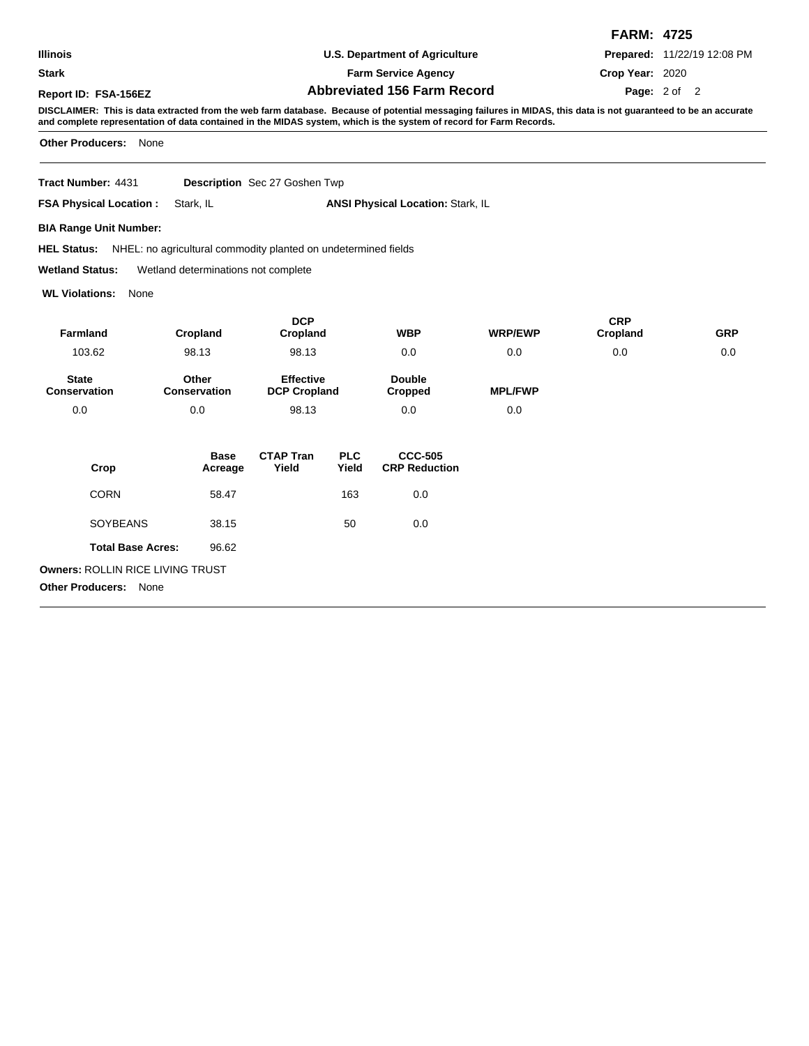**FARM: 4725**

**Illinois** | **U.S. Department of Agriculture** | **Prepared:** 11/22/19 12:08 PM

**Stark** | **Farm Service Agency** | **Crop Year:** 2020

**Report ID: FSA-156EZ** | **Abbreviated 156 Farm Record**

**DISCLAIMER: This is data extracted from the web farm database. Because of potential messaging failures in MIDAS, this data is not guaranteed to be an accurate and complete representation of data contained in the MIDAS system, which is the system of record for Farm Records.**

**Other Producers:** None

---

**Tract Number:** 4431 **Description** Sec 27 Goshen Twp

**FSA Physical Location :** Stark, IL **ANSI Physical Location:** Stark, IL

**BIA Range Unit Number:**

**HEL Status:** NHEL: no agricultural commodity planted on undetermined fields

**Wetland Status:** Wetland determinations not complete

**WL Violations:** None

| Farmland | Cropland | DCP Cropland | WBP | WRP/EWP | CRP Cropland | GRP |
|---|---|---|---|---|---|---|
| 103.62 | 98.13 | 98.13 | 0.0 | 0.0 | 0.0 | 0.0 |

| State Conservation | Other Conservation | Effective DCP Cropland | Double Cropped | MPL/FWP |
|---|---|---|---|---|
| 0.0 | 0.0 | 98.13 | 0.0 | 0.0 |

| Crop | Base Acreage | CTAP Tran Yield | PLC Yield | CCC-505 CRP Reduction |
|---|---|---|---|---|
| CORN | 58.47 | | 163 | 0.0 |
| SOYBEANS | 38.15 | | 50 | 0.0 |
| **Total Base Acres:** | 96.62 | | | |

**Owners:** ROLLIN RICE LIVING TRUST

**Other Producers:** None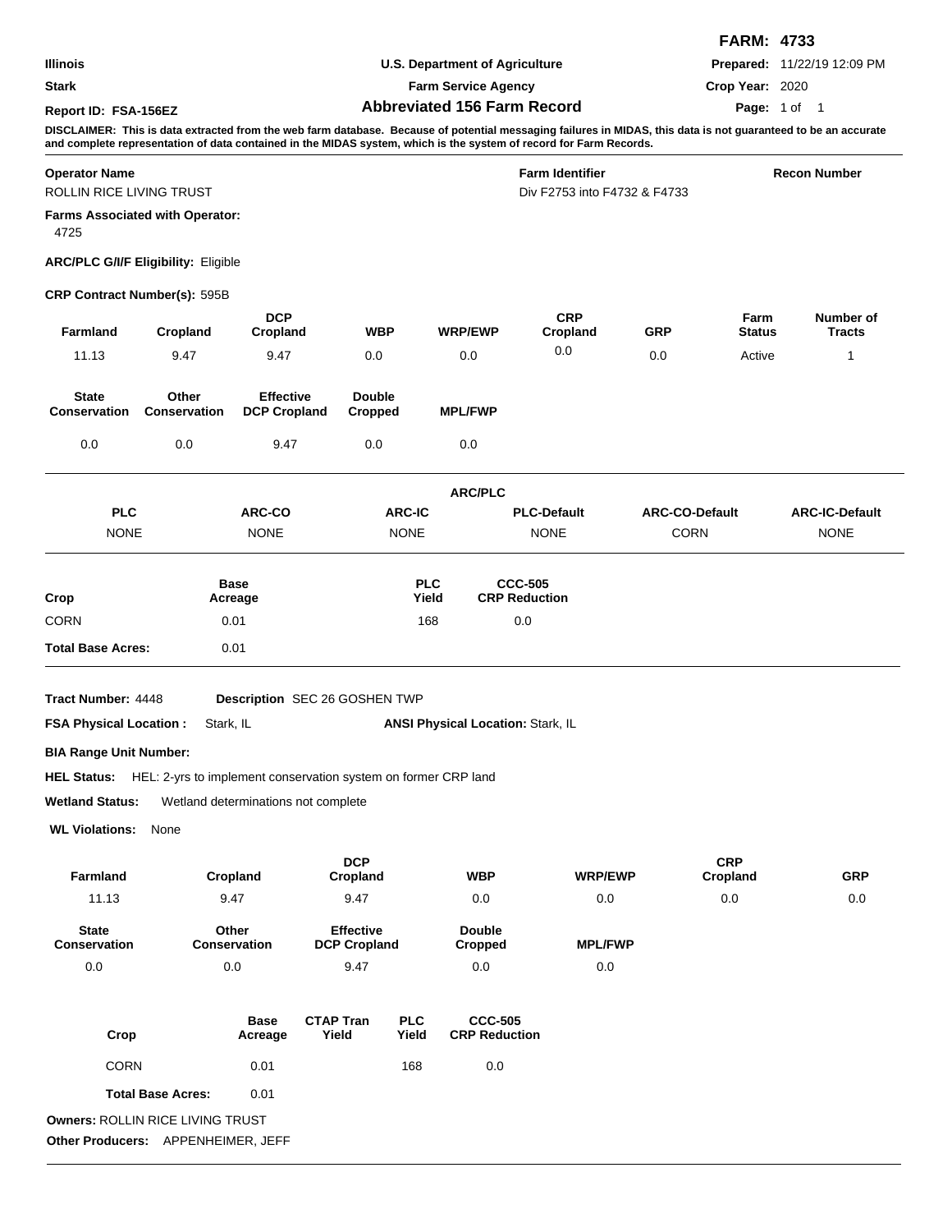**FARM: 4733**

| | | |
|---|---|---|
| **Illinois** | **U.S. Department of Agriculture** | **Prepared:** 11/22/19 12:09 PM |
| **Stark** | **Farm Service Agency** | **Crop Year:** 2020 |
| **Report ID: FSA-156EZ** | **Abbreviated 156 Farm Record** | |

**DISCLAIMER: This is data extracted from the web farm database. Because of potential messaging failures in MIDAS, this data is not guaranteed to be an accurate and complete representation of data contained in the MIDAS system, which is the system of record for Farm Records.**

| **Operator Name** | **Farm Identifier** | **Recon Number** |
|---|---|---|
| ROLLIN RICE LIVING TRUST | Div F2753 into F4732 & F4733 | |

**Farms Associated with Operator:**
4725

**ARC/PLC G/I/F Eligibility:** Eligible

**CRP Contract Number(s):** 595B

| Farmland | Cropland | DCP Cropland | WBP | WRP/EWP | CRP Cropland | GRP | Farm Status | Number of Tracts |
|---|---|---|---|---|---|---|---|---|
| 11.13 | 9.47 | 9.47 | 0.0 | 0.0 | 0.0 | 0.0 | Active | 1 |

| State Conservation | Other Conservation | Effective DCP Cropland | Double Cropped | MPL/FWP |
|---|---|---|---|---|
| 0.0 | 0.0 | 9.47 | 0.0 | 0.0 |

**ARC/PLC**

| PLC | ARC-CO | ARC-IC | PLC-Default | ARC-CO-Default | ARC-IC-Default |
|---|---|---|---|---|---|
| NONE | NONE | NONE | NONE | CORN | NONE |

| Crop | Base Acreage | PLC Yield | CCC-505 CRP Reduction |
|---|---|---|---|
| CORN | 0.01 | 168 | 0.0 |
| **Total Base Acres:** | 0.01 | | |

**Tract Number:** 4448 **Description** SEC 26 GOSHEN TWP

**FSA Physical Location :** Stark, IL **ANSI Physical Location:** Stark, IL

**BIA Range Unit Number:**

**HEL Status:** HEL: 2-yrs to implement conservation system on former CRP land

**Wetland Status:** Wetland determinations not complete

**WL Violations:** None

| Farmland | Cropland | DCP Cropland | WBP | WRP/EWP | CRP Cropland | GRP |
|---|---|---|---|---|---|---|
| 11.13 | 9.47 | 9.47 | 0.0 | 0.0 | 0.0 | 0.0 |

| State Conservation | Other Conservation | Effective DCP Cropland | Double Cropped | MPL/FWP |
|---|---|---|---|---|
| 0.0 | 0.0 | 9.47 | 0.0 | 0.0 |

| Crop | Base Acreage | CTAP Tran Yield | PLC Yield | CCC-505 CRP Reduction |
|---|---|---|---|---|
| CORN | 0.01 | | 168 | 0.0 |
| **Total Base Acres:** | 0.01 | | | |

**Owners:** ROLLIN RICE LIVING TRUST

**Other Producers:** APPENHEIMER, JEFF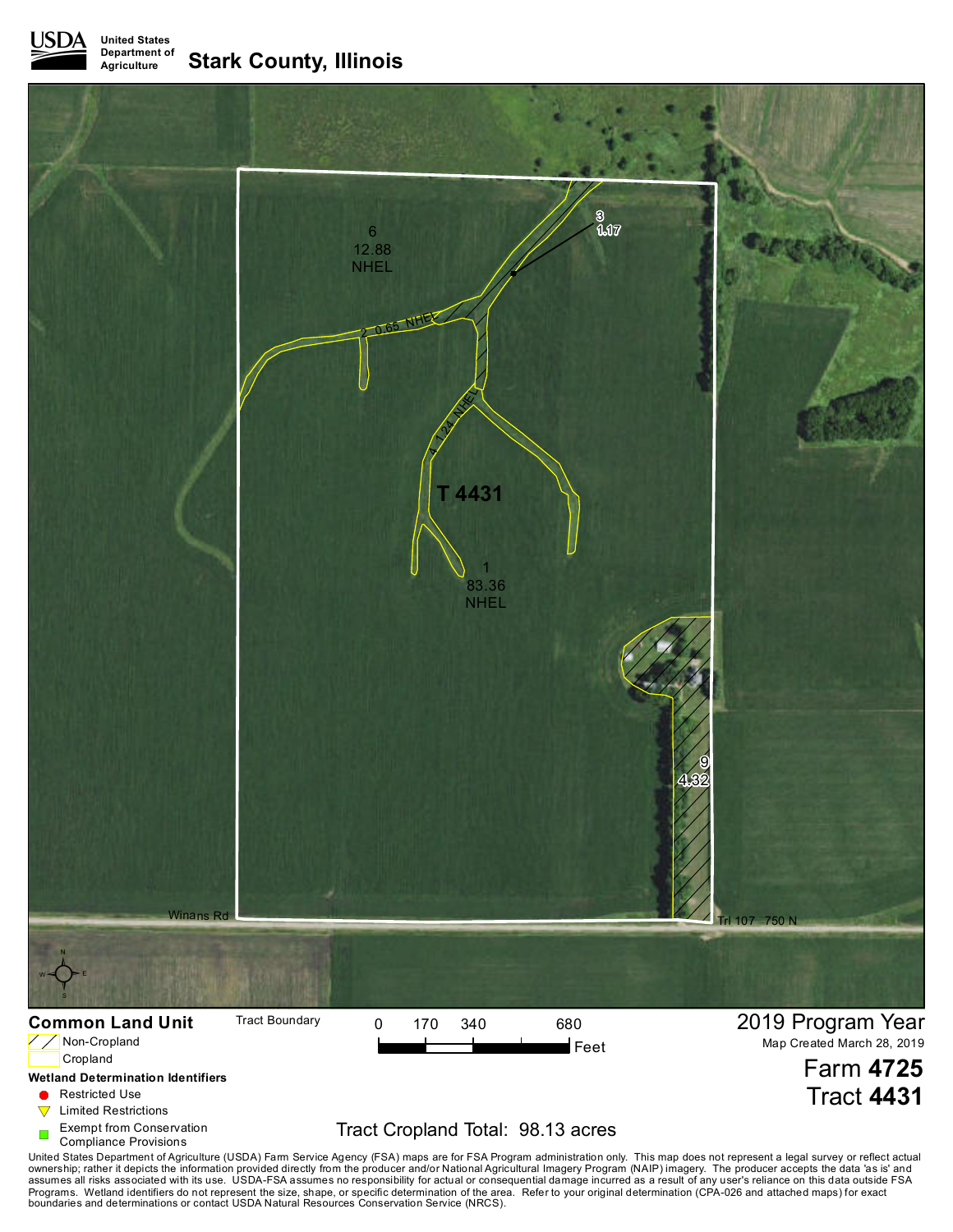**USDA** United States Department of Agriculture

# Stark County, Illinois

6
12.88
NHEL

3
1.17

2 0.65 NHEL

4 1.24 NHEL

T 4431

1
83.36
NHEL

9
4.32

Winans Rd

Trl 107 750 N

## Common Land Unit

Non-Cropland

Cropland

Tract Boundary

0 170 340 680 Feet

### Wetland Determination Identifiers

- Restricted Use
- Limited Restrictions
- Exempt from Conservation Compliance Provisions

Tract Cropland Total: 98.13 acres

2019 Program Year

Map Created March 28, 2019

Farm **4725**

Tract **4431**

United States Department of Agriculture (USDA) Farm Service Agency (FSA) maps are for FSA Program administration only. This map does not represent a legal survey or reflect actual ownership; rather it depicts the information provided directly from the producer and/or National Agricultural Imagery Program (NAIP) imagery. The producer accepts the data 'as is' and assumes all risks associated with its use. USDA-FSA assumes no responsibility for actual or consequential damage incurred as a result of any user's reliance on this data outside FSA Programs. Wetland identifiers do not represent the size, shape, or specific determination of the area. Refer to your original determination (CPA-026 and attached maps) for exact boundaries and determinations or contact USDA Natural Resources Conservation Service (NRCS).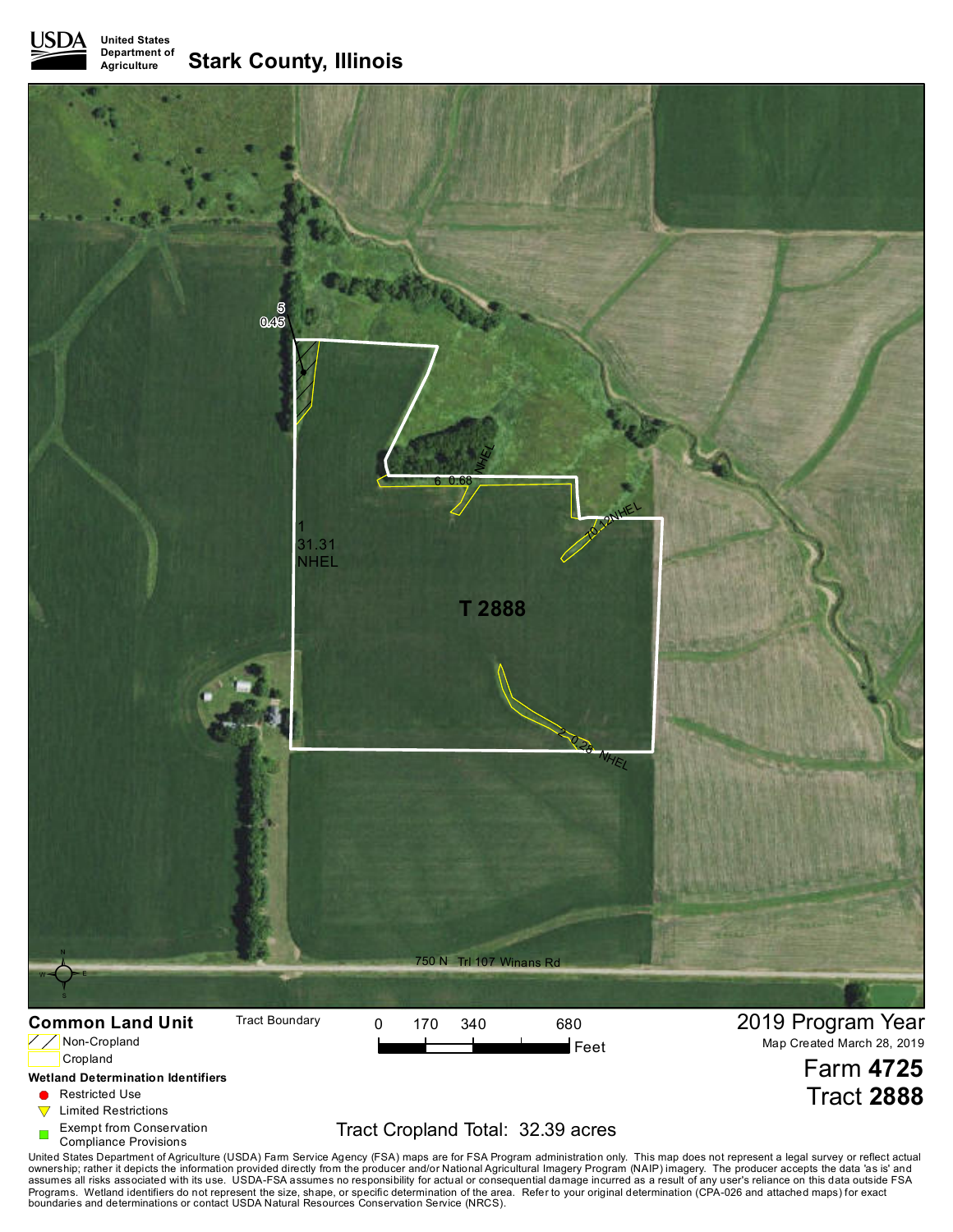**USDA** United States Department of Agriculture

# Stark County, Illinois

5
0.45

6 0.68 NHEL

1
31.31
NHEL

10 0.12 NHEL

T 2888

2 0.28 NHEL

750 N Trl 107 Winans Rd

**Common Land Unit**

- Non-Cropland
- Cropland

Tract Boundary

0 170 340 680 Feet

**Wetland Determination Identifiers**

- Restricted Use
- Limited Restrictions
- Exempt from Conservation Compliance Provisions

Tract Cropland Total: 32.39 acres

2019 Program Year

Map Created March 28, 2019

Farm **4725**

Tract **2888**

United States Department of Agriculture (USDA) Farm Service Agency (FSA) maps are for FSA Program administration only. This map does not represent a legal survey or reflect actual ownership; rather it depicts the information provided directly from the producer and/or National Agricultural Imagery Program (NAIP) imagery. The producer accepts the data 'as is' and assumes all risks associated with its use. USDA-FSA assumes no responsibility for actual or consequential damage incurred as a result of any user's reliance on this data outside FSA Programs. Wetland identifiers do not represent the size, shape, or specific determination of the area. Refer to your original determination (CPA-026 and attached maps) for exact boundaries and determinations or contact USDA Natural Resources Conservation Service (NRCS).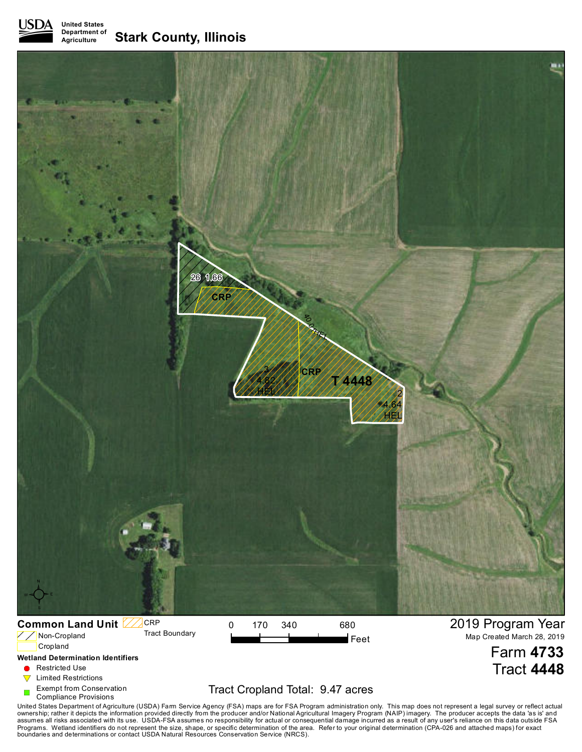USDA United States Department of Agriculture

# Stark County, Illinois

26 1.66

CRP

40 0 HEL

3
4.82
HEL

CRP

T 4448

2
4.64
HEL

**Common Land Unit**

CRP

Tract Boundary

Non-Cropland

Cropland

0 170 340 680 Feet

2019 Program Year

Map Created March 28, 2019

Farm **4733**

Tract **4448**

**Wetland Determination Identifiers**

- Restricted Use
- Limited Restrictions
- Exempt from Conservation Compliance Provisions

Tract Cropland Total: 9.47 acres

United States Department of Agriculture (USDA) Farm Service Agency (FSA) maps are for FSA Program administration only. This map does not represent a legal survey or reflect actual ownership; rather it depicts the information provided directly from the producer and/or National Agricultural Imagery Program (NAIP) imagery. The producer accepts the data 'as is' and assumes all risks associated with its use. USDA-FSA assumes no responsibility for actual or consequential damage incurred as a result of any user's reliance on this data outside FSA Programs. Wetland identifiers do not represent the size, shape, or specific determination of the area. Refer to your original determination (CPA-026 and attached maps) for exact boundaries and determinations or contact USDA Natural Resources Conservation Service (NRCS).